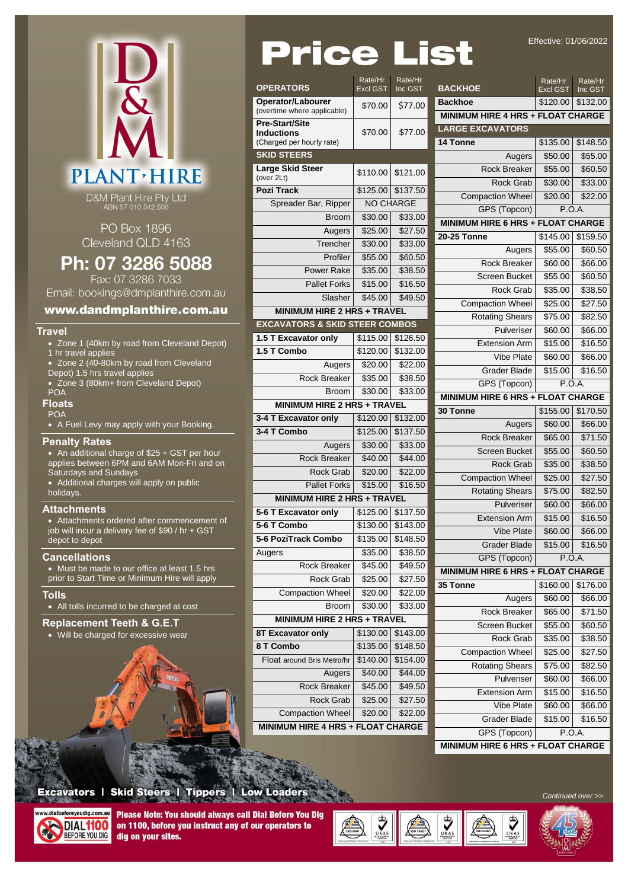# D&M PLANT·HIRE

D&M Plant Hire Pty Ltd
ABN 57 010 542 506

PO Box 1896
Cleveland QLD 4163

## Ph: 07 3286 5088

Fax: 07 3286 7033
Email: bookings@dmplanthire.com.au

**www.dandmplanthire.com.au**

### Travel

- Zone 1 (40km by road from Cleveland Depot) 1 hr travel applies
- Zone 2 (40-80km by road from Cleveland Depot) 1.5 hrs travel applies
- Zone 3 (80km+ from Cleveland Depot) POA

### Floats

POA

- A Fuel Levy may apply with your Booking.

### Penalty Rates

- An additional charge of $25 + GST per hour applies between 6PM and 6AM Mon-Fri and on Saturdays and Sundays
- Additional charges will apply on public holidays.

### Attachments

- Attachments ordered after commencement of job will incur a delivery fee of $90 / hr + GST depot to depot

### Cancellations

- Must be made to our office at least 1.5 hrs prior to Start Time or Minimum Hire will apply

### Tolls

- All tolls incurred to be charged at cost

### Replacement Teeth & G.E.T

- Will be charged for excessive wear

# Price List

Effective: 01/06/2022

| OPERATORS | Rate/Hr Excl GST | Rate/Hr Inc GST |
|---|---|---|
| **Operator/Labourer** (overtime where applicable) | $70.00 | $77.00 |
| **Pre-Start/Site Inductions** (Charged per hourly rate) | $70.00 | $77.00 |
| **SKID STEERS** | | |
| **Large Skid Steer** (over 2Lt) | $110.00 | $121.00 |
| **Pozi Track** | $125.00 | $137.50 |
| Spreader Bar, Ripper | NO CHARGE | |
| Broom | $30.00 | $33.00 |
| Augers | $25.00 | $27.50 |
| Trencher | $30.00 | $33.00 |
| Profiler | $55.00 | $60.50 |
| Power Rake | $35.00 | $38.50 |
| Pallet Forks | $15.00 | $16.50 |
| Slasher | $45.00 | $49.50 |
| **MINIMUM HIRE 2 HRS + TRAVEL** | | |
| **EXCAVATORS & SKID STEER COMBOS** | | |
| **1.5 T Excavator only** | $115.00 | $126.50 |
| **1.5 T Combo** | $120.00 | $132.00 |
| Augers | $20.00 | $22.00 |
| Rock Breaker | $35.00 | $38.50 |
| Broom | $30.00 | $33.00 |
| **MINIMUM HIRE 2 HRS + TRAVEL** | | |
| **3-4 T Excavator only** | $120.00 | $132.00 |
| **3-4 T Combo** | $125.00 | $137.50 |
| Augers | $30.00 | $33.00 |
| Rock Breaker | $40.00 | $44.00 |
| Rock Grab | $20.00 | $22.00 |
| Pallet Forks | $15.00 | $16.50 |
| **MINIMUM HIRE 2 HRS + TRAVEL** | | |
| **5-6 T Excavator only** | $125.00 | $137.50 |
| **5-6 T Combo** | $130.00 | $143.00 |
| **5-6 PoziTrack Combo** | $135.00 | $148.50 |
| Augers | $35.00 | $38.50 |
| Rock Breaker | $45.00 | $49.50 |
| Rock Grab | $25.00 | $27.50 |
| Compaction Wheel | $20.00 | $22.00 |
| Broom | $30.00 | $33.00 |
| **MINIMUM HIRE 2 HRS + TRAVEL** | | |
| **8T Excavator only** | $130.00 | $143.00 |
| **8 T Combo** | $135.00 | $148.50 |
| Float around Bris Metro/hr | $140.00 | $154.00 |
| Augers | $40.00 | $44.00 |
| Rock Breaker | $45.00 | $49.50 |
| Rock Grab | $25.00 | $27.50 |
| Compaction Wheel | $20.00 | $22.00 |
| **MINIMUM HIRE 4 HRS + FLOAT CHARGE** | | |

| BACKHOE | Rate/Hr Excl GST | Rate/Hr Inc GST |
|---|---|---|
| **Backhoe** | $120.00 | $132.00 |
| **MINIMUM HIRE 4 HRS + FLOAT CHARGE** | | |
| **LARGE EXCAVATORS** | | |
| **14 Tonne** | $135.00 | $148.50 |
| Augers | $50.00 | $55.00 |
| Rock Breaker | $55.00 | $60.50 |
| Rock Grab | $30.00 | $33.00 |
| Compaction Wheel | $20.00 | $22.00 |
| GPS (Topcon) | P.O.A. | |
| **MINIMUM HIRE 6 HRS + FLOAT CHARGE** | | |
| **20-25 Tonne** | $145.00 | $159.50 |
| Augers | $55.00 | $60.50 |
| Rock Breaker | $60.00 | $66.00 |
| Screen Bucket | $55.00 | $60.50 |
| Rock Grab | $35.00 | $38.50 |
| Compaction Wheel | $25.00 | $27.50 |
| Rotating Shears | $75.00 | $82.50 |
| Pulveriser | $60.00 | $66.00 |
| Extension Arm | $15.00 | $16.50 |
| Vibe Plate | $60.00 | $66.00 |
| Grader Blade | $15.00 | $16.50 |
| GPS (Topcon) | P.O.A. | |
| **MINIMUM HIRE 6 HRS + FLOAT CHARGE** | | |
| **30 Tonne** | $155.00 | $170.50 |
| Augers | $60.00 | $66.00 |
| Rock Breaker | $65.00 | $71.50 |
| Screen Bucket | $55.00 | $60.50 |
| Rock Grab | $35.00 | $38.50 |
| Compaction Wheel | $25.00 | $27.50 |
| Rotating Shears | $75.00 | $82.50 |
| Pulveriser | $60.00 | $66.00 |
| Extension Arm | $15.00 | $16.50 |
| Vibe Plate | $60.00 | $66.00 |
| Grader Blade | $15.00 | $16.50 |
| GPS (Topcon) | P.O.A. | |
| **MINIMUM HIRE 6 HRS + FLOAT CHARGE** | | |
| **35 Tonne** | $160.00 | $176.00 |
| Augers | $60.00 | $66.00 |
| Rock Breaker | $65.00 | $71.50 |
| Screen Bucket | $55.00 | $60.50 |
| Rock Grab | $35.00 | $38.50 |
| Compaction Wheel | $25.00 | $27.50 |
| Rotating Shears | $75.00 | $82.50 |
| Pulveriser | $60.00 | $66.00 |
| Extension Arm | $15.00 | $16.50 |
| Vibe Plate | $60.00 | $66.00 |
| Grader Blade | $15.00 | $16.50 |
| GPS (Topcon) | P.O.A. | |
| **MINIMUM HIRE 6 HRS + FLOAT CHARGE** | | |

**Excavators | Skid Steers | Tippers | Low Loaders**

*Continued over >>*

www.dialbeforeyoudig.com.au DIAL 1100 BEFORE YOU DIG

**Please Note: You should always call Dial Before You Dig on 1100, before you instruct any of our operators to dig on your sites.**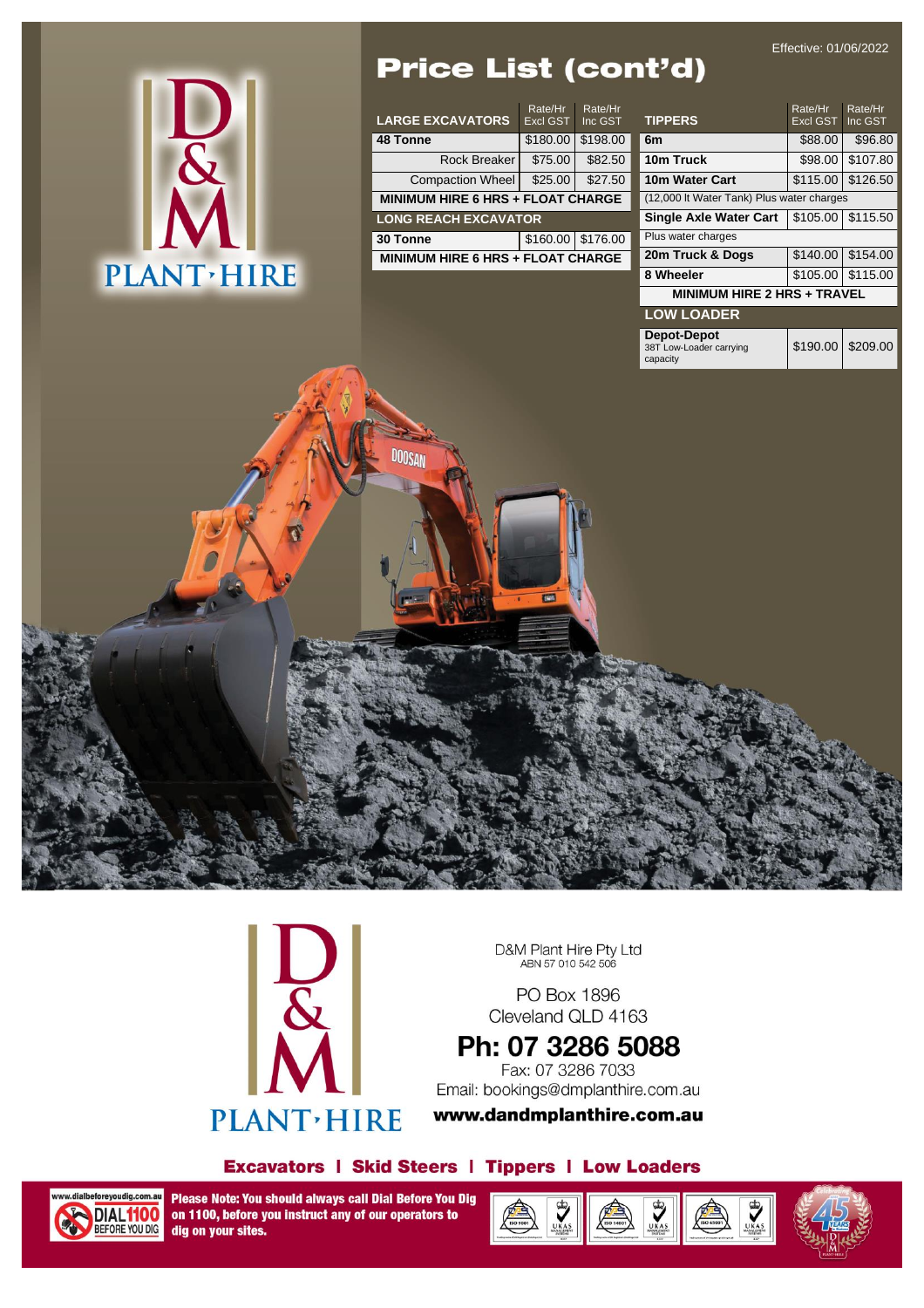Effective: 01/06/2022

# Price List (cont'd)

| LARGE EXCAVATORS | Rate/Hr Excl GST | Rate/Hr Inc GST |
|---|---|---|
| **48 Tonne** | $180.00 | $198.00 |
| Rock Breaker | $75.00 | $82.50 |
| Compaction Wheel | $25.00 | $27.50 |
| **MINIMUM HIRE 6 HRS + FLOAT CHARGE** | | |
| **LONG REACH EXCAVATOR** | | |
| **30 Tonne** | $160.00 | $176.00 |
| **MINIMUM HIRE 6 HRS + FLOAT CHARGE** | | |

| TIPPERS | Rate/Hr Excl GST | Rate/Hr Inc GST |
|---|---|---|
| **6m** | $88.00 | $96.80 |
| **10m Truck** | $98.00 | $107.80 |
| **10m Water Cart** | $115.00 | $126.50 |
| (12,000 lt Water Tank) Plus water charges | | |
| **Single Axle Water Cart** | $105.00 | $115.50 |
| Plus water charges | | |
| **20m Truck & Dogs** | $140.00 | $154.00 |
| **8 Wheeler** | $105.00 | $115.00 |
| **MINIMUM HIRE 2 HRS + TRAVEL** | | |
| **LOW LOADER** | | |
| **Depot-Depot** 38T Low-Loader carrying capacity | $190.00 | $209.00 |

D&M Plant Hire Pty Ltd
ABN 57 010 542 506

PO Box 1896
Cleveland QLD 4163

**Ph: 07 3286 5088**
Fax: 07 3286 7033
Email: bookings@dmplanthire.com.au
**www.dandmplanthire.com.au**

**Excavators | Skid Steers | Tippers | Low Loaders**

**Please Note: You should always call Dial Before You Dig on 1100, before you instruct any of our operators to dig on your sites.**